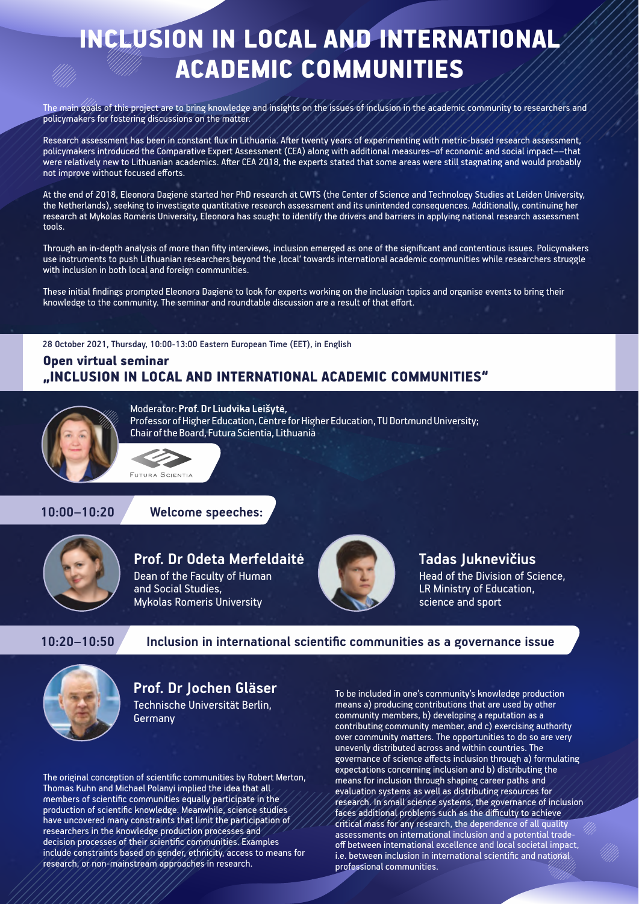# INCLUSION IN LOCAL AND INTERNATIONAL ACADEMIC COMMUNITIES

The main goals of this project are to bring knowledge and insights on the issues of inclusion in the academic community to researchers and policymakers for fostering discussions on the matter.

Research assessment has been in constant flux in Lithuania. After twenty years of experimenting with metric-based research assessment, policymakers introduced the Comparative Expert Assessment (CEA) along with additional measures–of economic and social impact––that were relatively new to Lithuanian academics. After CEA 2018, the experts stated that some areas were still stagnating and would probably not improve without focused efforts.

At the end of 2018, Eleonora Dagienė started her PhD research at CWTS (the Center of Science and Technology Studies at Leiden University, the Netherlands), seeking to investigate quantitative research assessment and its unintended consequences. Additionally, continuing her research at Mykolas Romeris University, Eleonora has sought to identify the drivers and barriers in applying national research assessment tools.

Through an in-depth analysis of more than fifty interviews, inclusion emerged as one of the significant and contentious issues. Policymakers use instruments to push Lithuanian researchers beyond the ‚local' towards international academic communities while researchers struggle with inclusion in both local and foreign communities.

These initial findings prompted Eleonora Dagienė to look for experts working on the inclusion topics and organise events to bring their knowledge to the community. The seminar and roundtable discussion are a result of that effort.

28 October 2021, Thursday, 10:00-13:00 Eastern European Time (EET), in English

## Open virtual seminar „INCLUSION IN LOCAL AND INTERNATIONAL ACADEMIC COMMUNITIES"

Moderator: **Prof. Dr Liudvika Leišytė**,
Professor of Higher Education, Centre for Higher Education, TU Dortmund University;
Chair of the Board, Futura Scientia, Lithuania

FUTURA SCIENTIA

### 10:00–10:20 Welcome speeches:

**Prof. Dr Odeta Merfeldaitė**
Dean of the Faculty of Human and Social Studies, Mykolas Romeris University

**Tadas Juknevičius**
Head of the Division of Science, LR Ministry of Education, science and sport

### 10:20–10:50 Inclusion in international scientific communities as a governance issue

**Prof. Dr Jochen Gläser**
Technische Universität Berlin, Germany

The original conception of scientific communities by Robert Merton, Thomas Kuhn and Michael Polanyi implied the idea that all members of scientific communities equally participate in the production of scientific knowledge. Meanwhile, science studies have uncovered many constraints that limit the participation of researchers in the knowledge production processes and decision processes of their scientific communities. Examples include constraints based on gender, ethnicity, access to means for research, or non-mainstream approaches in research.

To be included in one's community's knowledge production means a) producing contributions that are used by other community members, b) developing a reputation as a contributing community member, and c) exercising authority over community matters. The opportunities to do so are very unevenly distributed across and within countries. The governance of science affects inclusion through a) formulating expectations concerning inclusion and b) distributing the means for inclusion through shaping career paths and evaluation systems as well as distributing resources for research. In small science systems, the governance of inclusion faces additional problems such as the difficulty to achieve critical mass for any research, the dependence of all quality assessments on international inclusion and a potential trade-off between international excellence and local societal impact, i.e. between inclusion in international scientific and national professional communities.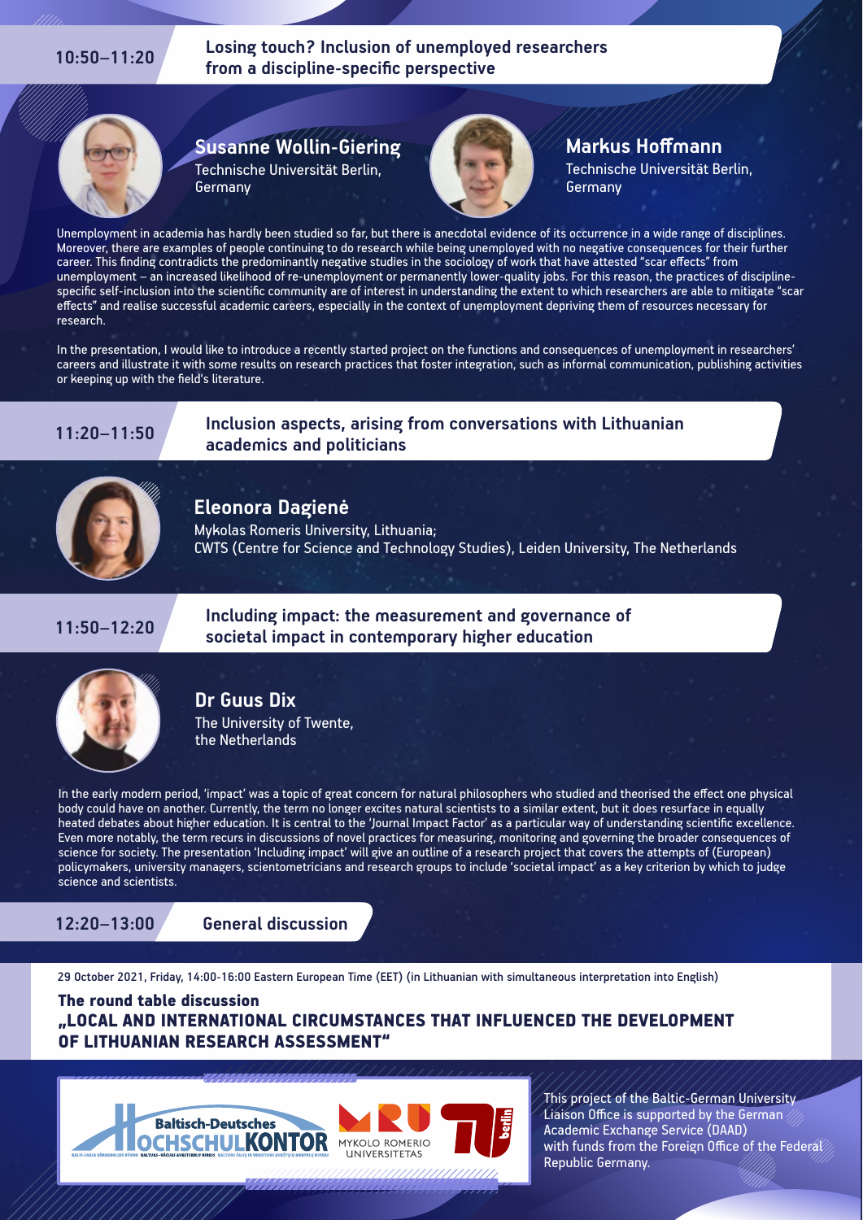## 10:50–11:20 Losing touch? Inclusion of unemployed researchers from a discipline-specific perspective

**Susanne Wollin-Giering**
Technische Universität Berlin, Germany

**Markus Hoffmann**
Technische Universität Berlin, Germany

Unemployment in academia has hardly been studied so far, but there is anecdotal evidence of its occurrence in a wide range of disciplines. Moreover, there are examples of people continuing to do research while being unemployed with no negative consequences for their further career. This finding contradicts the predominantly negative studies in the sociology of work that have attested "scar effects" from unemployment – an increased likelihood of re-unemployment or permanently lower-quality jobs. For this reason, the practices of discipline-specific self-inclusion into the scientific community are of interest in understanding the extent to which researchers are able to mitigate "scar effects" and realise successful academic careers, especially in the context of unemployment depriving them of resources necessary for research.

In the presentation, I would like to introduce a recently started project on the functions and consequences of unemployment in researchers' careers and illustrate it with some results on research practices that foster integration, such as informal communication, publishing activities or keeping up with the field's literature.

## 11:20–11:50 Inclusion aspects, arising from conversations with Lithuanian academics and politicians

**Eleonora Dagienė**
Mykolas Romeris University, Lithuania;
CWTS (Centre for Science and Technology Studies), Leiden University, The Netherlands

## 11:50–12:20 Including impact: the measurement and governance of societal impact in contemporary higher education

**Dr Guus Dix**
The University of Twente, the Netherlands

In the early modern period, 'impact' was a topic of great concern for natural philosophers who studied and theorised the effect one physical body could have on another. Currently, the term no longer excites natural scientists to a similar extent, but it does resurface in equally heated debates about higher education. It is central to the 'Journal Impact Factor' as a particular way of understanding scientific excellence. Even more notably, the term recurs in discussions of novel practices for measuring, monitoring and governing the broader consequences of science for society. The presentation 'Including impact' will give an outline of a research project that covers the attempts of (European) policymakers, university managers, scientometricians and research groups to include 'societal impact' as a key criterion by which to judge science and scientists.

## 12:20–13:00 General discussion

29 October 2021, Friday, 14:00-16:00 Eastern European Time (EET) (in Lithuanian with simultaneous interpretation into English)

**The round table discussion**
**„LOCAL AND INTERNATIONAL CIRCUMSTANCES THAT INFLUENCED THE DEVELOPMENT OF LITHUANIAN RESEARCH ASSESSMENT"**

Baltisch-Deutsches Hochschulkontor | Mykolo Romerio Universitetas | TU Berlin

This project of the Baltic-German University Liaison Office is supported by the German Academic Exchange Service (DAAD) with funds from the Foreign Office of the Federal Republic Germany.